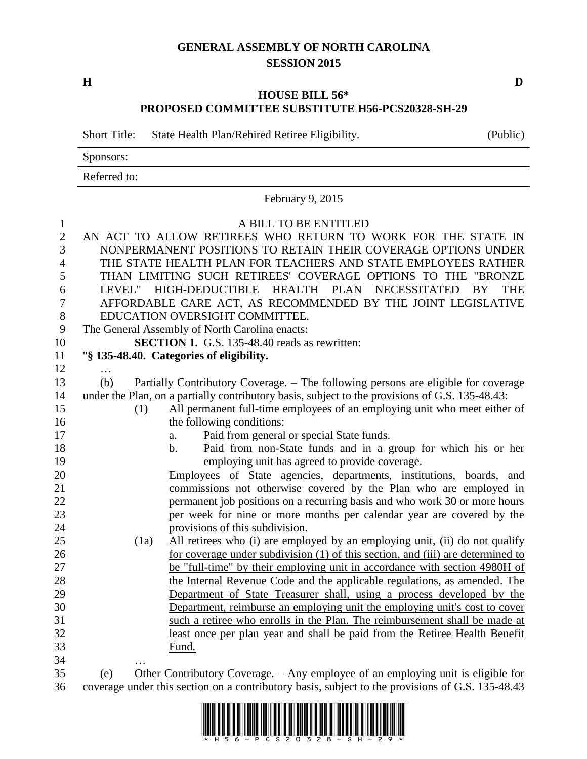# GENERAL ASSEMBLY OF NORTH CAROLINA
## SESSION 2015

**H** **D**

**HOUSE BILL 56***
**PROPOSED COMMITTEE SUBSTITUTE H56-PCS20328-SH-29**

Short Title: State Health Plan/Rehired Retiree Eligibility. (Public)

Sponsors:

Referred to:

February 9, 2015

A BILL TO BE ENTITLED

AN ACT TO ALLOW RETIREES WHO RETURN TO WORK FOR THE STATE IN NONPERMANENT POSITIONS TO RETAIN THEIR COVERAGE OPTIONS UNDER THE STATE HEALTH PLAN FOR TEACHERS AND STATE EMPLOYEES RATHER THAN LIMITING SUCH RETIREES' COVERAGE OPTIONS TO THE "BRONZE LEVEL" HIGH-DEDUCTIBLE HEALTH PLAN NECESSITATED BY THE AFFORDABLE CARE ACT, AS RECOMMENDED BY THE JOINT LEGISLATIVE EDUCATION OVERSIGHT COMMITTEE.

The General Assembly of North Carolina enacts:

**SECTION 1.** G.S. 135-48.40 reads as rewritten:

"**§ 135-48.40. Categories of eligibility.**

…

(b) Partially Contributory Coverage. – The following persons are eligible for coverage under the Plan, on a partially contributory basis, subject to the provisions of G.S. 135-48.43:

(1) All permanent full-time employees of an employing unit who meet either of the following conditions:

a. Paid from general or special State funds.

b. Paid from non-State funds and in a group for which his or her employing unit has agreed to provide coverage.

Employees of State agencies, departments, institutions, boards, and commissions not otherwise covered by the Plan who are employed in permanent job positions on a recurring basis and who work 30 or more hours per week for nine or more months per calendar year are covered by the provisions of this subdivision.

(1a) All retirees who (i) are employed by an employing unit, (ii) do not qualify for coverage under subdivision (1) of this section, and (iii) are determined to be "full-time" by their employing unit in accordance with section 4980H of the Internal Revenue Code and the applicable regulations, as amended. The Department of State Treasurer shall, using a process developed by the Department, reimburse an employing unit the employing unit's cost to cover such a retiree who enrolls in the Plan. The reimbursement shall be made at least once per plan year and shall be paid from the Retiree Health Benefit Fund.

…

(e) Other Contributory Coverage. – Any employee of an employing unit is eligible for coverage under this section on a contributory basis, subject to the provisions of G.S. 135-48.43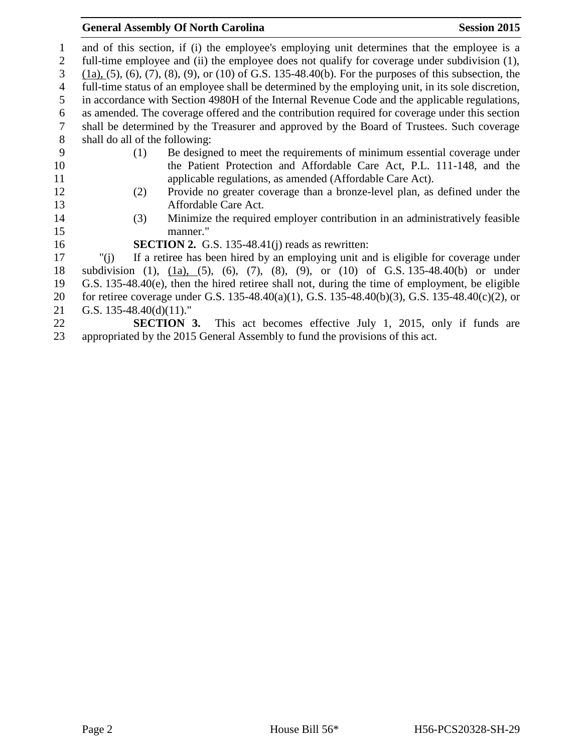and of this section, if (i) the employee's employing unit determines that the employee is a full-time employee and (ii) the employee does not qualify for coverage under subdivision (1), <u>(1a),</u> (5), (6), (7), (8), (9), or (10) of G.S. 135-48.40(b). For the purposes of this subsection, the full-time status of an employee shall be determined by the employing unit, in its sole discretion, in accordance with Section 4980H of the Internal Revenue Code and the applicable regulations, as amended. The coverage offered and the contribution required for coverage under this section shall be determined by the Treasurer and approved by the Board of Trustees. Such coverage shall do all of the following:

(1) Be designed to meet the requirements of minimum essential coverage under the Patient Protection and Affordable Care Act, P.L. 111-148, and the applicable regulations, as amended (Affordable Care Act).

(2) Provide no greater coverage than a bronze-level plan, as defined under the Affordable Care Act.

(3) Minimize the required employer contribution in an administratively feasible manner."

**SECTION 2.** G.S. 135-48.41(j) reads as rewritten:

"(j) If a retiree has been hired by an employing unit and is eligible for coverage under subdivision (1), <u>(1a),</u> (5), (6), (7), (8), (9), or (10) of G.S. 135-48.40(b) or under G.S. 135-48.40(e), then the hired retiree shall not, during the time of employment, be eligible for retiree coverage under G.S. 135-48.40(a)(1), G.S. 135-48.40(b)(3), G.S. 135-48.40(c)(2), or G.S. 135-48.40(d)(11)."

**SECTION 3.** This act becomes effective July 1, 2015, only if funds are appropriated by the 2015 General Assembly to fund the provisions of this act.